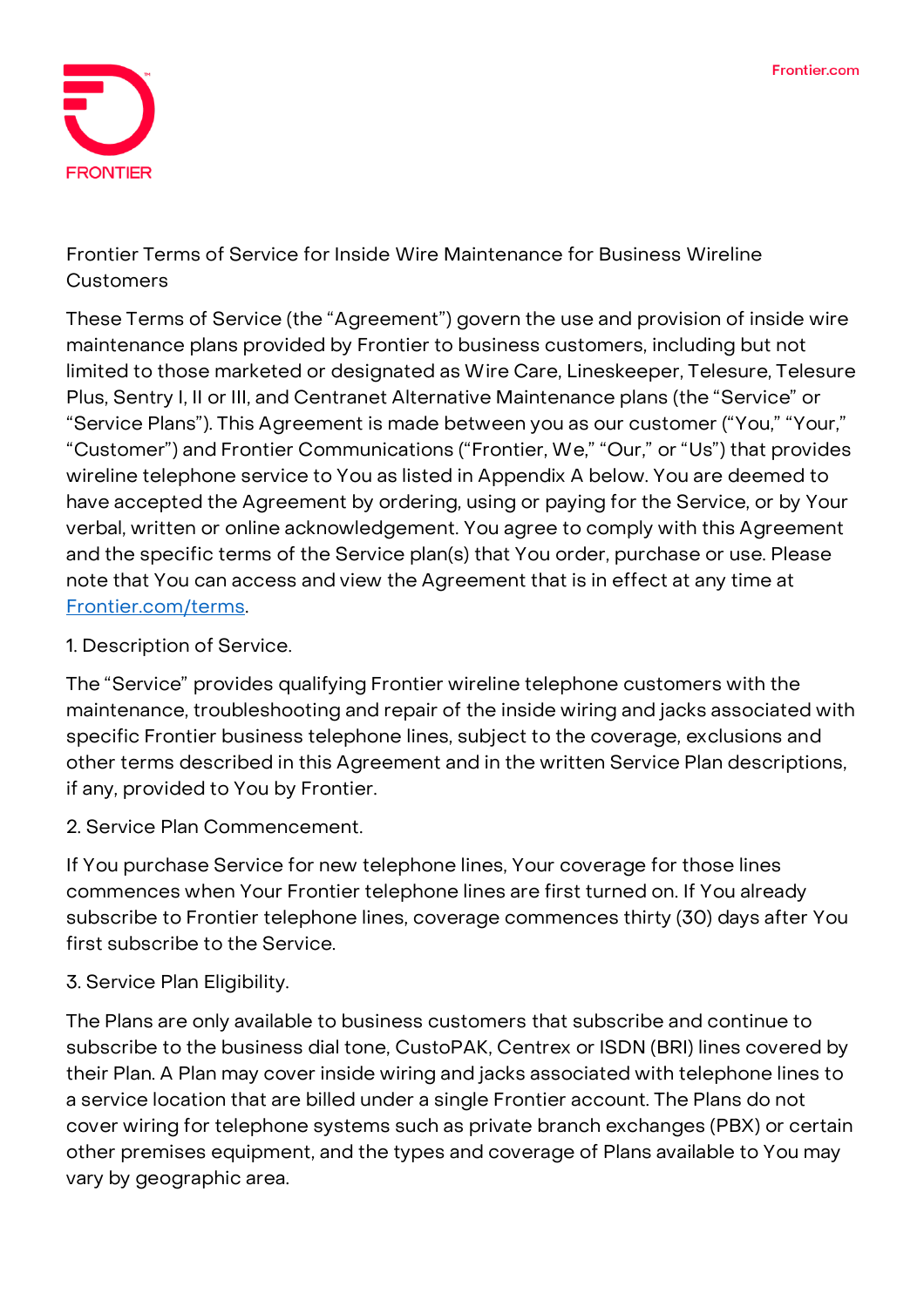Frontier Terms of Service for Inside Wire Maintenance for Business Wireline Customers

These Terms of Service (the "Agreement") govern the use and provision of inside wire maintenance plans provided by Frontier to business customers, including but not limited to those marketed or designated as Wire Care, Lineskeeper, Telesure, Telesure Plus, Sentry I, II or III, and Centranet Alternative Maintenance plans (the "Service" or "Service Plans"). This Agreement is made between you as our customer ("You," "Your," "Customer") and Frontier Communications ("Frontier, We," "Our," or "Us") that provides wireline telephone service to You as listed in Appendix A below. You are deemed to have accepted the Agreement by ordering, using or paying for the Service, or by Your verbal, written or online acknowledgement. You agree to comply with this Agreement and the specific terms of the Service plan(s) that You order, purchase or use. Please note that You can access and view the Agreement that is in effect at any time at [Frontier.com/terms](Frontier.com/terms).

1. Description of Service.

The "Service" provides qualifying Frontier wireline telephone customers with the maintenance, troubleshooting and repair of the inside wiring and jacks associated with specific Frontier business telephone lines, subject to the coverage, exclusions and other terms described in this Agreement and in the written Service Plan descriptions, if any, provided to You by Frontier.

2. Service Plan Commencement.

If You purchase Service for new telephone lines, Your coverage for those lines commences when Your Frontier telephone lines are first turned on. If You already subscribe to Frontier telephone lines, coverage commences thirty (30) days after You first subscribe to the Service.

3. Service Plan Eligibility.

The Plans are only available to business customers that subscribe and continue to subscribe to the business dial tone, CustoPAK, Centrex or ISDN (BRI) lines covered by their Plan. A Plan may cover inside wiring and jacks associated with telephone lines to a service location that are billed under a single Frontier account. The Plans do not cover wiring for telephone systems such as private branch exchanges (PBX) or certain other premises equipment, and the types and coverage of Plans available to You may vary by geographic area.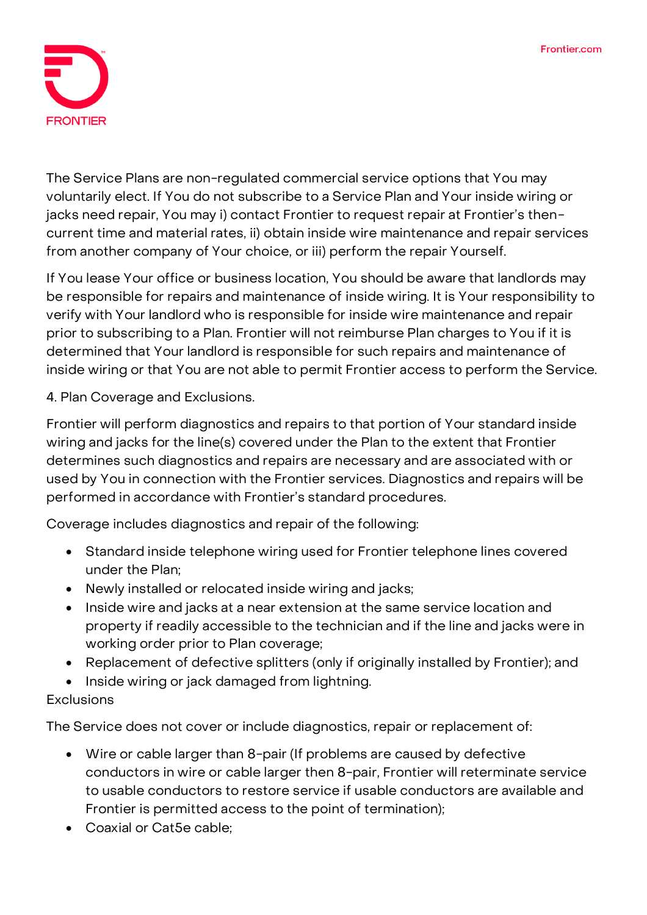The Service Plans are non-regulated commercial service options that You may voluntarily elect. If You do not subscribe to a Service Plan and Your inside wiring or jacks need repair, You may i) contact Frontier to request repair at Frontier's then-current time and material rates, ii) obtain inside wire maintenance and repair services from another company of Your choice, or iii) perform the repair Yourself.

If You lease Your office or business location, You should be aware that landlords may be responsible for repairs and maintenance of inside wiring. It is Your responsibility to verify with Your landlord who is responsible for inside wire maintenance and repair prior to subscribing to a Plan. Frontier will not reimburse Plan charges to You if it is determined that Your landlord is responsible for such repairs and maintenance of inside wiring or that You are not able to permit Frontier access to perform the Service.

4. Plan Coverage and Exclusions.

Frontier will perform diagnostics and repairs to that portion of Your standard inside wiring and jacks for the line(s) covered under the Plan to the extent that Frontier determines such diagnostics and repairs are necessary and are associated with or used by You in connection with the Frontier services. Diagnostics and repairs will be performed in accordance with Frontier's standard procedures.

Coverage includes diagnostics and repair of the following:

- Standard inside telephone wiring used for Frontier telephone lines covered under the Plan;
- Newly installed or relocated inside wiring and jacks;
- Inside wire and jacks at a near extension at the same service location and property if readily accessible to the technician and if the line and jacks were in working order prior to Plan coverage;
- Replacement of defective splitters (only if originally installed by Frontier); and
- Inside wiring or jack damaged from lightning.

Exclusions

The Service does not cover or include diagnostics, repair or replacement of:

- Wire or cable larger than 8-pair (If problems are caused by defective conductors in wire or cable larger then 8-pair, Frontier will reterminate service to usable conductors to restore service if usable conductors are available and Frontier is permitted access to the point of termination);
- Coaxial or Cat5e cable;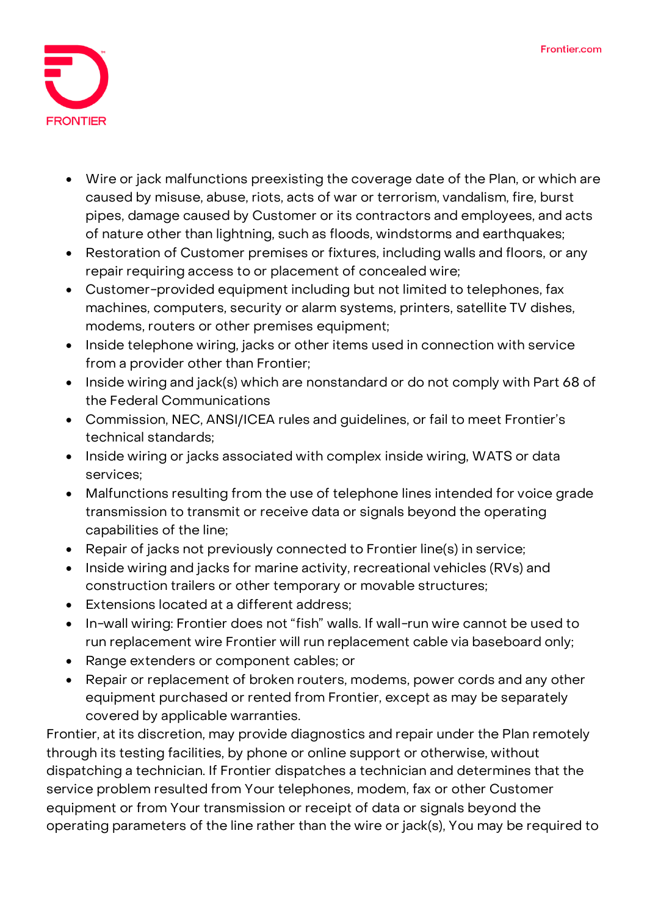- Wire or jack malfunctions preexisting the coverage date of the Plan, or which are caused by misuse, abuse, riots, acts of war or terrorism, vandalism, fire, burst pipes, damage caused by Customer or its contractors and employees, and acts of nature other than lightning, such as floods, windstorms and earthquakes;
- Restoration of Customer premises or fixtures, including walls and floors, or any repair requiring access to or placement of concealed wire;
- Customer-provided equipment including but not limited to telephones, fax machines, computers, security or alarm systems, printers, satellite TV dishes, modems, routers or other premises equipment;
- Inside telephone wiring, jacks or other items used in connection with service from a provider other than Frontier;
- Inside wiring and jack(s) which are nonstandard or do not comply with Part 68 of the Federal Communications
- Commission, NEC, ANSI/ICEA rules and guidelines, or fail to meet Frontier's technical standards;
- Inside wiring or jacks associated with complex inside wiring, WATS or data services;
- Malfunctions resulting from the use of telephone lines intended for voice grade transmission to transmit or receive data or signals beyond the operating capabilities of the line;
- Repair of jacks not previously connected to Frontier line(s) in service;
- Inside wiring and jacks for marine activity, recreational vehicles (RVs) and construction trailers or other temporary or movable structures;
- Extensions located at a different address;
- In-wall wiring: Frontier does not "fish" walls. If wall-run wire cannot be used to run replacement wire Frontier will run replacement cable via baseboard only;
- Range extenders or component cables; or
- Repair or replacement of broken routers, modems, power cords and any other equipment purchased or rented from Frontier, except as may be separately covered by applicable warranties.

Frontier, at its discretion, may provide diagnostics and repair under the Plan remotely through its testing facilities, by phone or online support or otherwise, without dispatching a technician. If Frontier dispatches a technician and determines that the service problem resulted from Your telephones, modem, fax or other Customer equipment or from Your transmission or receipt of data or signals beyond the operating parameters of the line rather than the wire or jack(s), You may be required to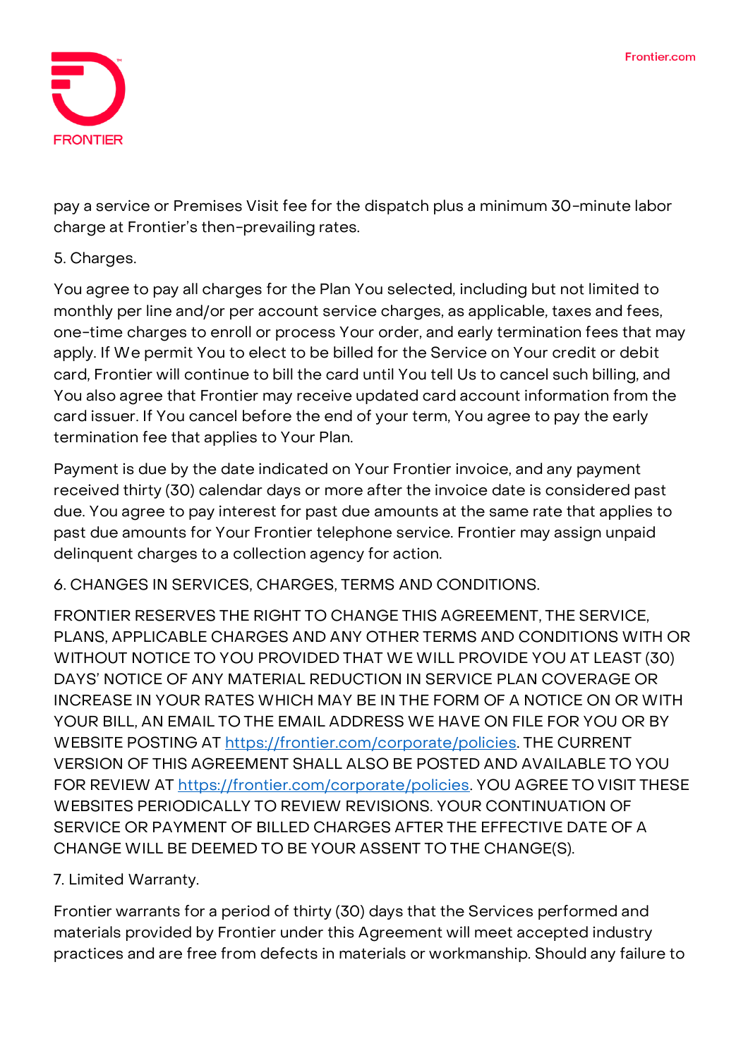pay a service or Premises Visit fee for the dispatch plus a minimum 30-minute labor charge at Frontier's then-prevailing rates.

5. Charges.

You agree to pay all charges for the Plan You selected, including but not limited to monthly per line and/or per account service charges, as applicable, taxes and fees, one-time charges to enroll or process Your order, and early termination fees that may apply. If We permit You to elect to be billed for the Service on Your credit or debit card, Frontier will continue to bill the card until You tell Us to cancel such billing, and You also agree that Frontier may receive updated card account information from the card issuer. If You cancel before the end of your term, You agree to pay the early termination fee that applies to Your Plan.

Payment is due by the date indicated on Your Frontier invoice, and any payment received thirty (30) calendar days or more after the invoice date is considered past due. You agree to pay interest for past due amounts at the same rate that applies to past due amounts for Your Frontier telephone service. Frontier may assign unpaid delinquent charges to a collection agency for action.

6. CHANGES IN SERVICES, CHARGES, TERMS AND CONDITIONS.

FRONTIER RESERVES THE RIGHT TO CHANGE THIS AGREEMENT, THE SERVICE, PLANS, APPLICABLE CHARGES AND ANY OTHER TERMS AND CONDITIONS WITH OR WITHOUT NOTICE TO YOU PROVIDED THAT WE WILL PROVIDE YOU AT LEAST (30) DAYS' NOTICE OF ANY MATERIAL REDUCTION IN SERVICE PLAN COVERAGE OR INCREASE IN YOUR RATES WHICH MAY BE IN THE FORM OF A NOTICE ON OR WITH YOUR BILL, AN EMAIL TO THE EMAIL ADDRESS WE HAVE ON FILE FOR YOU OR BY WEBSITE POSTING AT https://frontier.com/corporate/policies. THE CURRENT VERSION OF THIS AGREEMENT SHALL ALSO BE POSTED AND AVAILABLE TO YOU FOR REVIEW AT https://frontier.com/corporate/policies. YOU AGREE TO VISIT THESE WEBSITES PERIODICALLY TO REVIEW REVISIONS. YOUR CONTINUATION OF SERVICE OR PAYMENT OF BILLED CHARGES AFTER THE EFFECTIVE DATE OF A CHANGE WILL BE DEEMED TO BE YOUR ASSENT TO THE CHANGE(S).

7. Limited Warranty.

Frontier warrants for a period of thirty (30) days that the Services performed and materials provided by Frontier under this Agreement will meet accepted industry practices and are free from defects in materials or workmanship. Should any failure to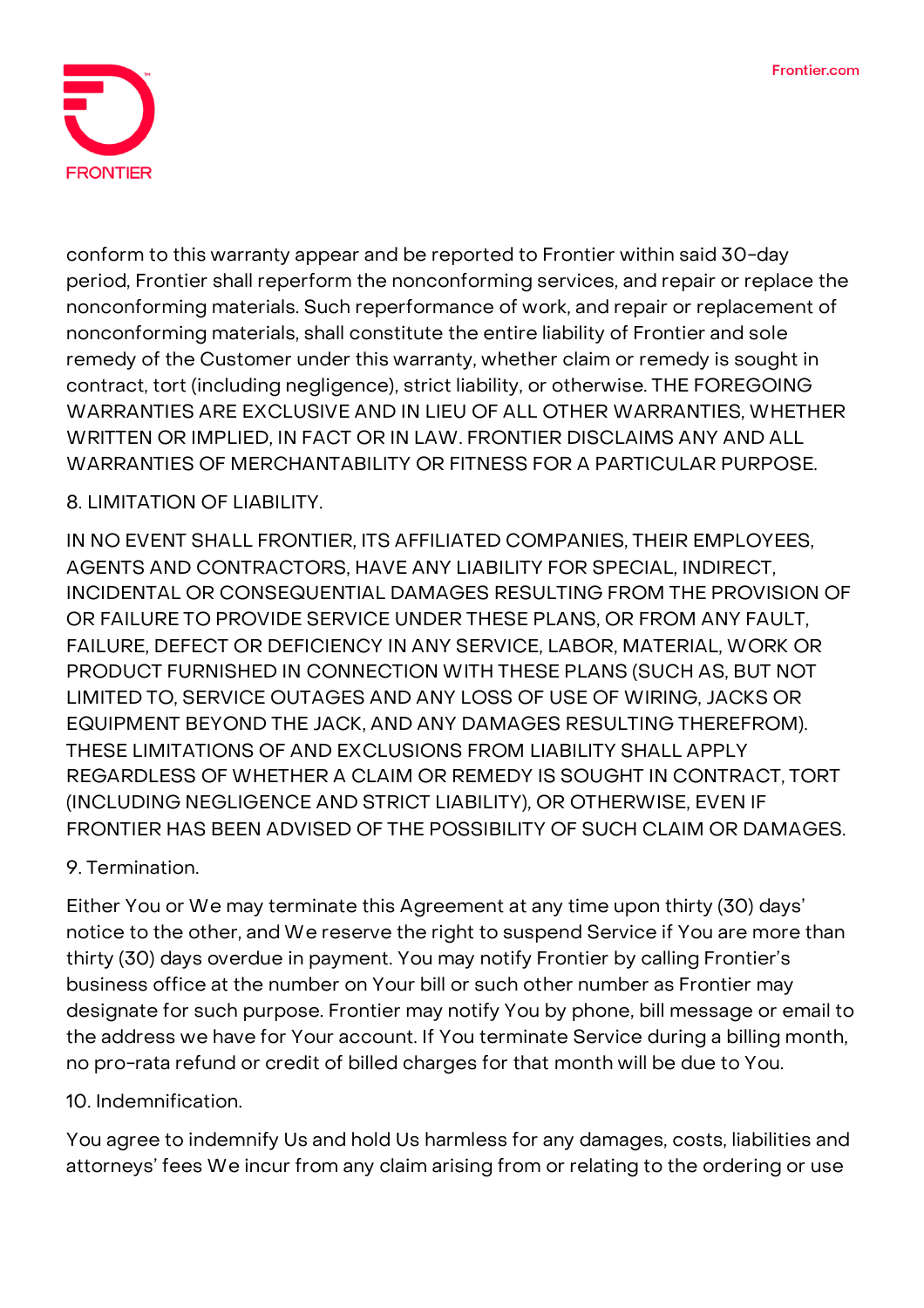conform to this warranty appear and be reported to Frontier within said 30-day period, Frontier shall reperform the nonconforming services, and repair or replace the nonconforming materials. Such reperformance of work, and repair or replacement of nonconforming materials, shall constitute the entire liability of Frontier and sole remedy of the Customer under this warranty, whether claim or remedy is sought in contract, tort (including negligence), strict liability, or otherwise. THE FOREGOING WARRANTIES ARE EXCLUSIVE AND IN LIEU OF ALL OTHER WARRANTIES, WHETHER WRITTEN OR IMPLIED, IN FACT OR IN LAW. FRONTIER DISCLAIMS ANY AND ALL WARRANTIES OF MERCHANTABILITY OR FITNESS FOR A PARTICULAR PURPOSE.

8. LIMITATION OF LIABILITY.

IN NO EVENT SHALL FRONTIER, ITS AFFILIATED COMPANIES, THEIR EMPLOYEES, AGENTS AND CONTRACTORS, HAVE ANY LIABILITY FOR SPECIAL, INDIRECT, INCIDENTAL OR CONSEQUENTIAL DAMAGES RESULTING FROM THE PROVISION OF OR FAILURE TO PROVIDE SERVICE UNDER THESE PLANS, OR FROM ANY FAULT, FAILURE, DEFECT OR DEFICIENCY IN ANY SERVICE, LABOR, MATERIAL, WORK OR PRODUCT FURNISHED IN CONNECTION WITH THESE PLANS (SUCH AS, BUT NOT LIMITED TO, SERVICE OUTAGES AND ANY LOSS OF USE OF WIRING, JACKS OR EQUIPMENT BEYOND THE JACK, AND ANY DAMAGES RESULTING THEREFROM). THESE LIMITATIONS OF AND EXCLUSIONS FROM LIABILITY SHALL APPLY REGARDLESS OF WHETHER A CLAIM OR REMEDY IS SOUGHT IN CONTRACT, TORT (INCLUDING NEGLIGENCE AND STRICT LIABILITY), OR OTHERWISE, EVEN IF FRONTIER HAS BEEN ADVISED OF THE POSSIBILITY OF SUCH CLAIM OR DAMAGES.

9. Termination.

Either You or We may terminate this Agreement at any time upon thirty (30) days' notice to the other, and We reserve the right to suspend Service if You are more than thirty (30) days overdue in payment. You may notify Frontier by calling Frontier's business office at the number on Your bill or such other number as Frontier may designate for such purpose. Frontier may notify You by phone, bill message or email to the address we have for Your account. If You terminate Service during a billing month, no pro-rata refund or credit of billed charges for that month will be due to You.

10. Indemnification.

You agree to indemnify Us and hold Us harmless for any damages, costs, liabilities and attorneys' fees We incur from any claim arising from or relating to the ordering or use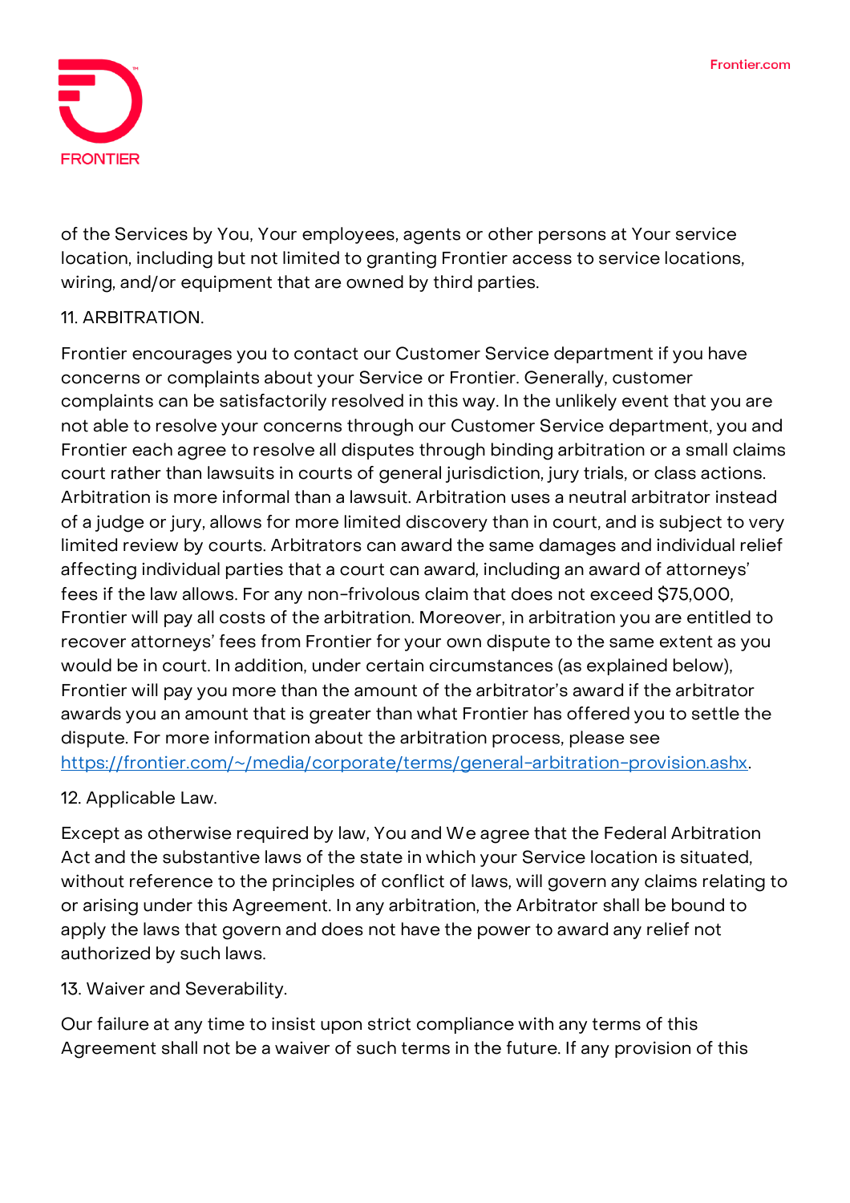of the Services by You, Your employees, agents or other persons at Your service location, including but not limited to granting Frontier access to service locations, wiring, and/or equipment that are owned by third parties.

11. ARBITRATION.

Frontier encourages you to contact our Customer Service department if you have concerns or complaints about your Service or Frontier. Generally, customer complaints can be satisfactorily resolved in this way. In the unlikely event that you are not able to resolve your concerns through our Customer Service department, you and Frontier each agree to resolve all disputes through binding arbitration or a small claims court rather than lawsuits in courts of general jurisdiction, jury trials, or class actions. Arbitration is more informal than a lawsuit. Arbitration uses a neutral arbitrator instead of a judge or jury, allows for more limited discovery than in court, and is subject to very limited review by courts. Arbitrators can award the same damages and individual relief affecting individual parties that a court can award, including an award of attorneys' fees if the law allows. For any non-frivolous claim that does not exceed $75,000, Frontier will pay all costs of the arbitration. Moreover, in arbitration you are entitled to recover attorneys' fees from Frontier for your own dispute to the same extent as you would be in court. In addition, under certain circumstances (as explained below), Frontier will pay you more than the amount of the arbitrator's award if the arbitrator awards you an amount that is greater than what Frontier has offered you to settle the dispute. For more information about the arbitration process, please see [https://frontier.com/~/media/corporate/terms/general-arbitration-provision.ashx](https://frontier.com/~/media/corporate/terms/general-arbitration-provision.ashx).

12. Applicable Law.

Except as otherwise required by law, You and We agree that the Federal Arbitration Act and the substantive laws of the state in which your Service location is situated, without reference to the principles of conflict of laws, will govern any claims relating to or arising under this Agreement. In any arbitration, the Arbitrator shall be bound to apply the laws that govern and does not have the power to award any relief not authorized by such laws.

13. Waiver and Severability.

Our failure at any time to insist upon strict compliance with any terms of this Agreement shall not be a waiver of such terms in the future. If any provision of this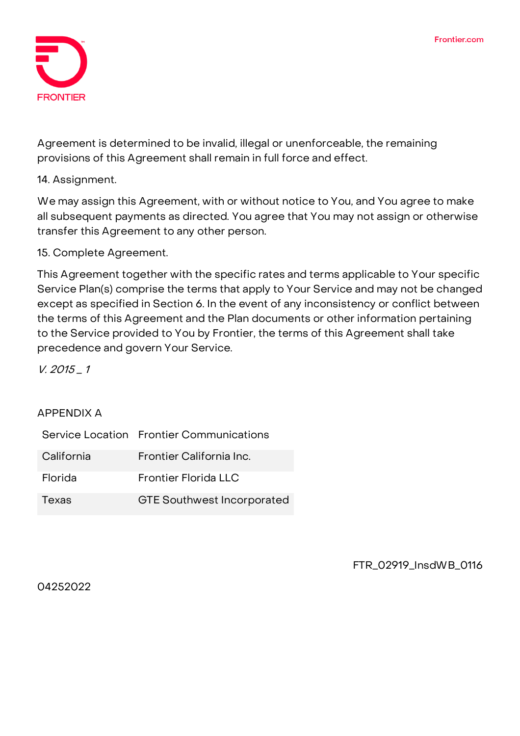Agreement is determined to be invalid, illegal or unenforceable, the remaining provisions of this Agreement shall remain in full force and effect.

14. Assignment.

We may assign this Agreement, with or without notice to You, and You agree to make all subsequent payments as directed. You agree that You may not assign or otherwise transfer this Agreement to any other person.

15. Complete Agreement.

This Agreement together with the specific rates and terms applicable to Your specific Service Plan(s) comprise the terms that apply to Your Service and may not be changed except as specified in Section 6. In the event of any inconsistency or conflict between the terms of this Agreement and the Plan documents or other information pertaining to the Service provided to You by Frontier, the terms of this Agreement shall take precedence and govern Your Service.

*V. 2015 _ 1*

APPENDIX A

| Service Location | Frontier Communications |
| --- | --- |
| California | Frontier California Inc. |
| Florida | Frontier Florida LLC |
| Texas | GTE Southwest Incorporated |

FTR_02919_InsdWB_0116

04252022